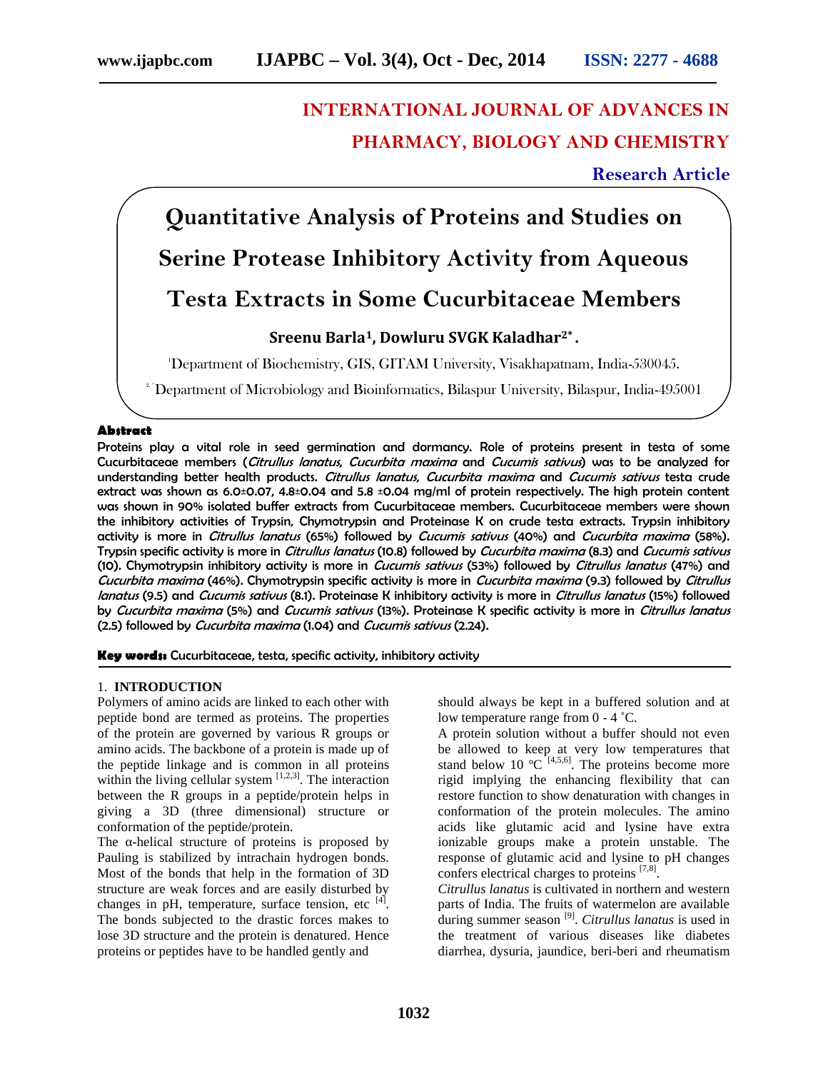# INTERNATIONAL JOURNAL OF ADVANCES IN PHARMACY, BIOLOGY AND CHEMISTRY

**Research Article**

# Quantitative Analysis of Proteins and Studies on Serine Protease Inhibitory Activity from Aqueous Testa Extracts in Some Cucurbitaceae Members

**Sreenu Barla[1], Dowluru SVGK Kaladhar[2*].**

[1]Department of Biochemistry, GIS, GITAM University, Visakhapatnam, India-530045.

[2,*]Department of Microbiology and Bioinformatics, Bilaspur University, Bilaspur, India-495001

**Abstract**

**Proteins play a vital role in seed germination and dormancy. Role of proteins present in testa of some Cucurbitaceae members (*Citrullus lanatus, Cucurbita maxima* and *Cucumis sativus*) was to be analyzed for understanding better health products. *Citrullus lanatus, Cucurbita maxima* and *Cucumis sativus* testa crude extract was shown as 6.0±0.07, 4.8±0.04 and 5.8 ±0.04 mg/ml of protein respectively. The high protein content was shown in 90% isolated buffer extracts from Cucurbitaceae members. Cucurbitaceae members were shown the inhibitory activities of Trypsin, Chymotrypsin and Proteinase K on crude testa extracts. Trypsin inhibitory activity is more in *Citrullus lanatus* (65%) followed by *Cucumis sativus* (40%) and *Cucurbita maxima* (58%). Trypsin specific activity is more in *Citrullus lanatus* (10.8) followed by *Cucurbita maxima* (8.3) and *Cucumis sativus* (10). Chymotrypsin inhibitory activity is more in *Cucumis sativus* (53%) followed by *Citrullus lanatus* (47%) and *Cucurbita maxima* (46%). Chymotrypsin specific activity is more in *Cucurbita maxima* (9.3) followed by *Citrullus lanatus* (9.5) and *Cucumis sativus* (8.1). Proteinase K inhibitory activity is more in *Citrullus lanatus* (15%) followed by *Cucurbita maxima* (5%) and *Cucumis sativus* (13%). Proteinase K specific activity is more in *Citrullus lanatus* (2.5) followed by *Cucurbita maxima* (1.04) and *Cucumis sativus* (2.24).**

**Key words:** Cucurbitaceae, testa, specific activity, inhibitory activity

## 1. INTRODUCTION

Polymers of amino acids are linked to each other with peptide bond are termed as proteins. The properties of the protein are governed by various R groups or amino acids. The backbone of a protein is made up of the peptide linkage and is common in all proteins within the living cellular system [1,2,3]. The interaction between the R groups in a peptide/protein helps in giving a 3D (three dimensional) structure or conformation of the peptide/protein.

The α-helical structure of proteins is proposed by Pauling is stabilized by intrachain hydrogen bonds. Most of the bonds that help in the formation of 3D structure are weak forces and are easily disturbed by changes in pH, temperature, surface tension, etc [4]. The bonds subjected to the drastic forces makes to lose 3D structure and the protein is denatured. Hence proteins or peptides have to be handled gently and should always be kept in a buffered solution and at low temperature range from 0 - 4 ˚C.

A protein solution without a buffer should not even be allowed to keep at very low temperatures that stand below 10 °C [4,5,6]. The proteins become more rigid implying the enhancing flexibility that can restore function to show denaturation with changes in conformation of the protein molecules. The amino acids like glutamic acid and lysine have extra ionizable groups make a protein unstable. The response of glutamic acid and lysine to pH changes confers electrical charges to proteins [7,8].

*Citrullus lanatus* is cultivated in northern and western parts of India. The fruits of watermelon are available during summer season [9]. *Citrullus lanatus* is used in the treatment of various diseases like diabetes diarrhea, dysuria, jaundice, beri-beri and rheumatism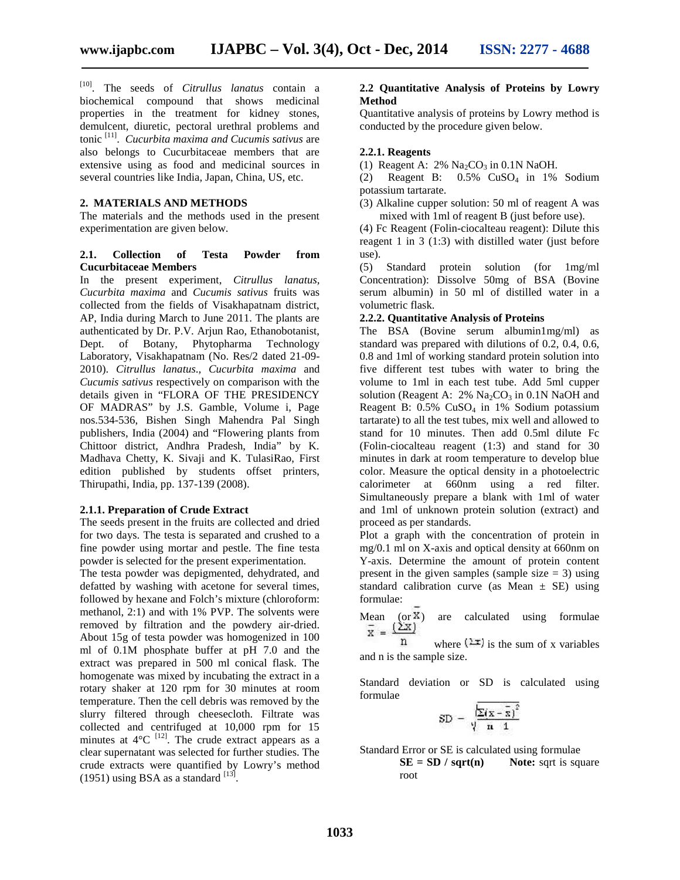[10]. The seeds of *Citrullus lanatus* contain a biochemical compound that shows medicinal properties in the treatment for kidney stones, demulcent, diuretic, pectoral urethral problems and tonic [11]. *Cucurbita maxima and Cucumis sativus* are also belongs to Cucurbitaceae members that are extensive using as food and medicinal sources in several countries like India, Japan, China, US, etc.

## 2. MATERIALS AND METHODS

The materials and the methods used in the present experimentation are given below.

### 2.1. Collection of Testa Powder from Cucurbitaceae Members

In the present experiment, *Citrullus lanatus*, *Cucurbita maxima* and *Cucumis sativus* fruits was collected from the fields of Visakhapatnam district, AP, India during March to June 2011. The plants are authenticated by Dr. P.V. Arjun Rao, Ethanobotanist, Dept. of Botany, Phytopharma Technology Laboratory, Visakhapatnam (No. Res/2 dated 21-09-2010). *Citrullus lanatus*., *Cucurbita maxima* and *Cucumis sativus* respectively on comparison with the details given in "FLORA OF THE PRESIDENCY OF MADRAS" by J.S. Gamble, Volume i, Page nos.534-536, Bishen Singh Mahendra Pal Singh publishers, India (2004) and "Flowering plants from Chittoor district, Andhra Pradesh, India" by K. Madhava Chetty, K. Sivaji and K. TulasiRao, First edition published by students offset printers, Thirupathi, India, pp. 137-139 (2008).

#### 2.1.1. Preparation of Crude Extract

The seeds present in the fruits are collected and dried for two days. The testa is separated and crushed to a fine powder using mortar and pestle. The fine testa powder is selected for the present experimentation.

The testa powder was depigmented, dehydrated, and defatted by washing with acetone for several times, followed by hexane and Folch's mixture (chloroform: methanol, 2:1) and with 1% PVP. The solvents were removed by filtration and the powdery air-dried. About 15g of testa powder was homogenized in 100 ml of 0.1M phosphate buffer at pH 7.0 and the extract was prepared in 500 ml conical flask. The homogenate was mixed by incubating the extract in a rotary shaker at 120 rpm for 30 minutes at room temperature. Then the cell debris was removed by the slurry filtered through cheesecloth. Filtrate was collected and centrifuged at 10,000 rpm for 15 minutes at 4°C [12]. The crude extract appears as a clear supernatant was selected for further studies. The crude extracts were quantified by Lowry's method (1951) using BSA as a standard [13].

### 2.2 Quantitative Analysis of Proteins by Lowry Method

Quantitative analysis of proteins by Lowry method is conducted by the procedure given below.

#### 2.2.1. Reagents

(1) Reagent A: 2% $Na_2CO_3$ in 0.1N NaOH.

(2) Reagent B: 0.5% $CuSO_4$ in 1% Sodium potassium tartarate.

(3) Alkaline cupper solution: 50 ml of reagent A was mixed with 1ml of reagent B (just before use).

(4) Fc Reagent (Folin-ciocalteau reagent): Dilute this reagent 1 in 3 (1:3) with distilled water (just before use).

(5) Standard protein solution (for 1mg/ml Concentration): Dissolve 50mg of BSA (Bovine serum albumin) in 50 ml of distilled water in a volumetric flask.

#### 2.2.2. Quantitative Analysis of Proteins

The BSA (Bovine serum albumin1mg/ml) as standard was prepared with dilutions of 0.2, 0.4, 0.6, 0.8 and 1ml of working standard protein solution into five different test tubes with water to bring the volume to 1ml in each test tube. Add 5ml cupper solution (Reagent A: 2% $Na_2CO_3$ in 0.1N NaOH and Reagent B: 0.5% $CuSO_4$ in 1% Sodium potassium tartarate) to all the test tubes, mix well and allowed to stand for 10 minutes. Then add 0.5ml dilute Fc (Folin-ciocalteau reagent (1:3) and stand for 30 minutes in dark at room temperature to develop blue color. Measure the optical density in a photoelectric calorimeter at 660nm using a red filter. Simultaneously prepare a blank with 1ml of water and 1ml of unknown protein solution (extract) and proceed as per standards.

Plot a graph with the concentration of protein in mg/0.1 ml on X-axis and optical density at 660nm on Y-axis. Determine the amount of protein content present in the given samples (sample size = 3) using standard calibration curve (as Mean ± SE) using formulae:

Mean (or $\bar{x}$) are calculated using formulae $\bar{x} = \frac{(\sum x)}{n}$ where $(\sum x)$ is the sum of x variables and n is the sample size.

Standard deviation or SD is calculated using formulae

$$SD = \sqrt{\frac{\sum(x - \bar{x})^2}{n - 1}}$$

Standard Error or SE is calculated using formulae

**SE = SD / sqrt(n)** **Note:** sqrt is square root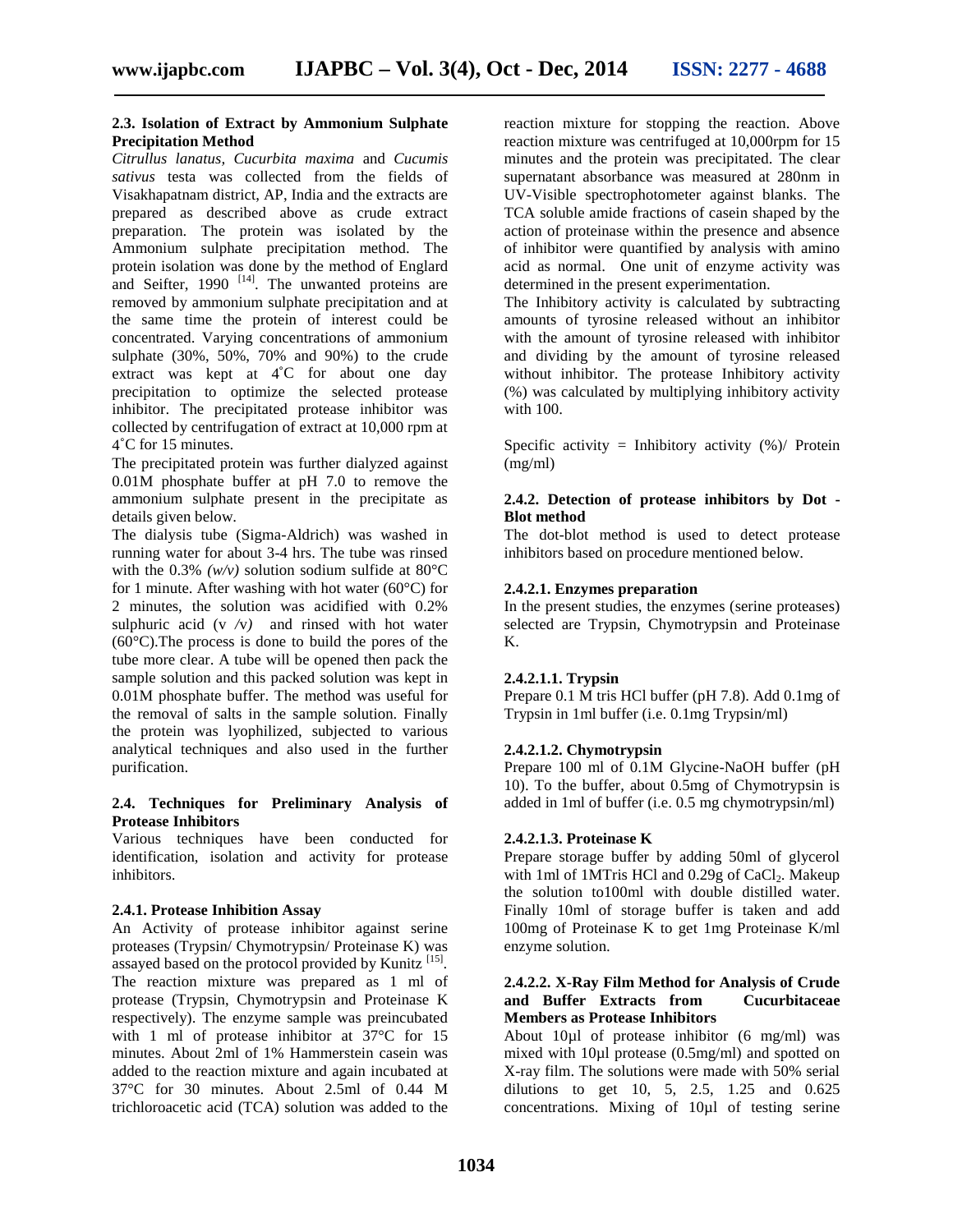### 2.3. Isolation of Extract by Ammonium Sulphate Precipitation Method

*Citrullus lanatus*, *Cucurbita maxima* and *Cucumis sativus* testa was collected from the fields of Visakhapatnam district, AP, India and the extracts are prepared as described above as crude extract preparation. The protein was isolated by the Ammonium sulphate precipitation method. The protein isolation was done by the method of Englard and Seifter, 1990 [14]. The unwanted proteins are removed by ammonium sulphate precipitation and at the same time the protein of interest could be concentrated. Varying concentrations of ammonium sulphate (30%, 50%, 70% and 90%) to the crude extract was kept at 4˚C for about one day precipitation to optimize the selected protease inhibitor. The precipitated protease inhibitor was collected by centrifugation of extract at 10,000 rpm at 4˚C for 15 minutes.

The precipitated protein was further dialyzed against 0.01M phosphate buffer at pH 7.0 to remove the ammonium sulphate present in the precipitate as details given below.

The dialysis tube (Sigma-Aldrich) was washed in running water for about 3-4 hrs. The tube was rinsed with the 0.3% *(w/v)* solution sodium sulfide at 80°C for 1 minute. After washing with hot water (60°C) for 2 minutes, the solution was acidified with 0.2% sulphuric acid (v */v)* and rinsed with hot water (60°C).The process is done to build the pores of the tube more clear. A tube will be opened then pack the sample solution and this packed solution was kept in 0.01M phosphate buffer. The method was useful for the removal of salts in the sample solution. Finally the protein was lyophilized, subjected to various analytical techniques and also used in the further purification.

### 2.4. Techniques for Preliminary Analysis of Protease Inhibitors

Various techniques have been conducted for identification, isolation and activity for protease inhibitors.

#### 2.4.1. Protease Inhibition Assay

An Activity of protease inhibitor against serine proteases (Trypsin/ Chymotrypsin/ Proteinase K) was assayed based on the protocol provided by Kunitz [15]. The reaction mixture was prepared as 1 ml of protease (Trypsin, Chymotrypsin and Proteinase K respectively). The enzyme sample was preincubated with 1 ml of protease inhibitor at 37°C for 15 minutes. About 2ml of 1% Hammerstein casein was added to the reaction mixture and again incubated at 37°C for 30 minutes. About 2.5ml of 0.44 M trichloroacetic acid (TCA) solution was added to the reaction mixture for stopping the reaction. Above reaction mixture was centrifuged at 10,000rpm for 15 minutes and the protein was precipitated. The clear supernatant absorbance was measured at 280nm in UV-Visible spectrophotometer against blanks. The TCA soluble amide fractions of casein shaped by the action of proteinase within the presence and absence of inhibitor were quantified by analysis with amino acid as normal. One unit of enzyme activity was determined in the present experimentation.

The Inhibitory activity is calculated by subtracting amounts of tyrosine released without an inhibitor with the amount of tyrosine released with inhibitor and dividing by the amount of tyrosine released without inhibitor. The protease Inhibitory activity (%) was calculated by multiplying inhibitory activity with 100.

Specific activity = Inhibitory activity (%)/ Protein (mg/ml)

#### 2.4.2. Detection of protease inhibitors by Dot - Blot method

The dot-blot method is used to detect protease inhibitors based on procedure mentioned below.

##### 2.4.2.1. Enzymes preparation

In the present studies, the enzymes (serine proteases) selected are Trypsin, Chymotrypsin and Proteinase K.

##### 2.4.2.1.1. Trypsin

Prepare 0.1 M tris HCl buffer (pH 7.8). Add 0.1mg of Trypsin in 1ml buffer (i.e. 0.1mg Trypsin/ml)

##### 2.4.2.1.2. Chymotrypsin

Prepare 100 ml of 0.1M Glycine-NaOH buffer (pH 10). To the buffer, about 0.5mg of Chymotrypsin is added in 1ml of buffer (i.e. 0.5 mg chymotrypsin/ml)

##### 2.4.2.1.3. Proteinase K

Prepare storage buffer by adding 50ml of glycerol with 1ml of 1MTris HCl and 0.29g of $CaCl_2$. Makeup the solution to100ml with double distilled water. Finally 10ml of storage buffer is taken and add 100mg of Proteinase K to get 1mg Proteinase K/ml enzyme solution.

##### 2.4.2.2. X-Ray Film Method for Analysis of Crude and Buffer Extracts from Cucurbitaceae Members as Protease Inhibitors

About 10µl of protease inhibitor (6 mg/ml) was mixed with 10µl protease (0.5mg/ml) and spotted on X-ray film. The solutions were made with 50% serial dilutions to get 10, 5, 2.5, 1.25 and 0.625 concentrations. Mixing of 10µl of testing serine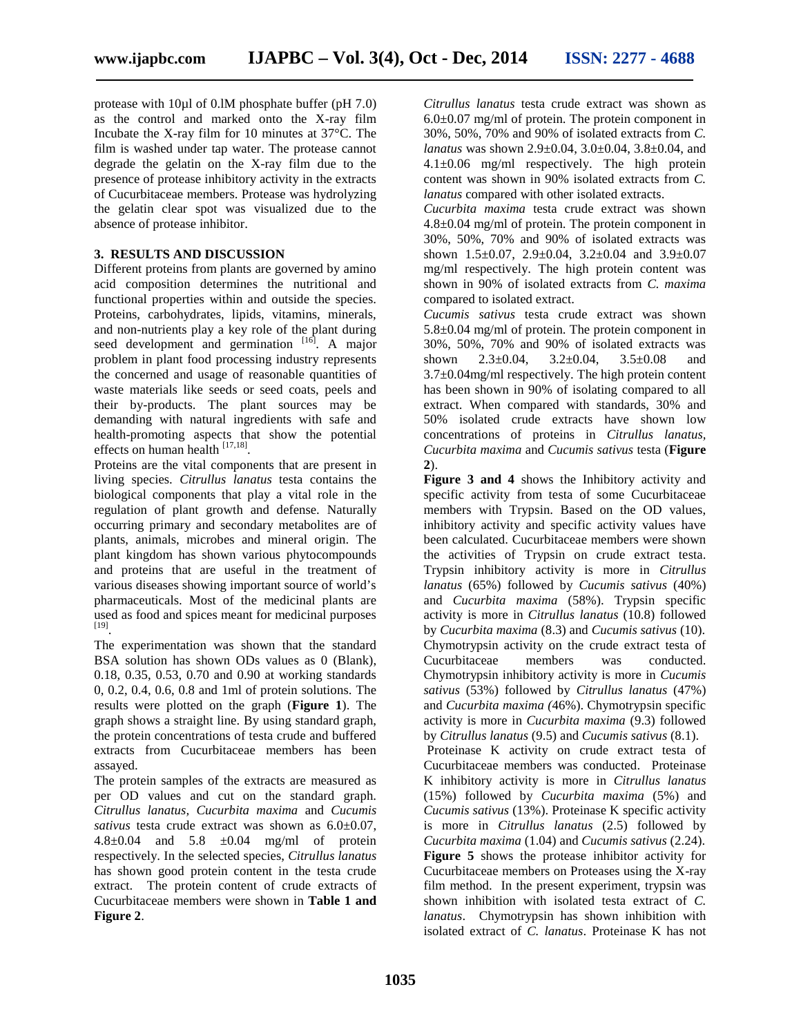protease with 10µl of 0.lM phosphate buffer (pH 7.0) as the control and marked onto the X-ray film Incubate the X-ray film for 10 minutes at 37°C. The film is washed under tap water. The protease cannot degrade the gelatin on the X-ray film due to the presence of protease inhibitory activity in the extracts of Cucurbitaceae members. Protease was hydrolyzing the gelatin clear spot was visualized due to the absence of protease inhibitor.

## 3. RESULTS AND DISCUSSION

Different proteins from plants are governed by amino acid composition determines the nutritional and functional properties within and outside the species. Proteins, carbohydrates, lipids, vitamins, minerals, and non-nutrients play a key role of the plant during seed development and germination [16]. A major problem in plant food processing industry represents the concerned and usage of reasonable quantities of waste materials like seeds or seed coats, peels and their by-products. The plant sources may be demanding with natural ingredients with safe and health-promoting aspects that show the potential effects on human health [17,18].

Proteins are the vital components that are present in living species. *Citrullus lanatus* testa contains the biological components that play a vital role in the regulation of plant growth and defense. Naturally occurring primary and secondary metabolites are of plants, animals, microbes and mineral origin. The plant kingdom has shown various phytocompounds and proteins that are useful in the treatment of various diseases showing important source of world's pharmaceuticals. Most of the medicinal plants are used as food and spices meant for medicinal purposes [19].

The experimentation was shown that the standard BSA solution has shown ODs values as 0 (Blank), 0.18, 0.35, 0.53, 0.70 and 0.90 at working standards 0, 0.2, 0.4, 0.6, 0.8 and 1ml of protein solutions. The results were plotted on the graph (**Figure 1**). The graph shows a straight line. By using standard graph, the protein concentrations of testa crude and buffered extracts from Cucurbitaceae members has been assayed.

The protein samples of the extracts are measured as per OD values and cut on the standard graph. *Citrullus lanatus, Cucurbita maxima* and *Cucumis sativus* testa crude extract was shown as 6.0±0.07, 4.8±0.04 and 5.8 ±0.04 mg/ml of protein respectively. In the selected species, *Citrullus lanatus* has shown good protein content in the testa crude extract. The protein content of crude extracts of Cucurbitaceae members were shown in **Table 1 and Figure 2**.

*Citrullus lanatus* testa crude extract was shown as 6.0±0.07 mg/ml of protein. The protein component in 30%, 50%, 70% and 90% of isolated extracts from *C. lanatus* was shown 2.9±0.04, 3.0±0.04, 3.8±0.04, and 4.1±0.06 mg/ml respectively. The high protein content was shown in 90% isolated extracts from *C. lanatus* compared with other isolated extracts.

*Cucurbita maxima* testa crude extract was shown 4.8±0.04 mg/ml of protein. The protein component in 30%, 50%, 70% and 90% of isolated extracts was shown 1.5±0.07, 2.9±0.04, 3.2±0.04 and 3.9±0.07 mg/ml respectively. The high protein content was shown in 90% of isolated extracts from *C. maxima* compared to isolated extract.

*Cucumis sativus* testa crude extract was shown 5.8±0.04 mg/ml of protein. The protein component in 30%, 50%, 70% and 90% of isolated extracts was shown 2.3±0.04, 3.2±0.04, 3.5±0.08 and 3.7±0.04mg/ml respectively. The high protein content has been shown in 90% of isolating compared to all extract. When compared with standards, 30% and 50% isolated crude extracts have shown low concentrations of proteins in *Citrullus lanatus, Cucurbita maxima* and *Cucumis sativus* testa (**Figure 2**).

**Figure 3 and 4** shows the Inhibitory activity and specific activity from testa of some Cucurbitaceae members with Trypsin. Based on the OD values, inhibitory activity and specific activity values have been calculated. Cucurbitaceae members were shown the activities of Trypsin on crude extract testa. Trypsin inhibitory activity is more in *Citrullus lanatus* (65%) followed by *Cucumis sativus* (40%) and *Cucurbita maxima* (58%). Trypsin specific activity is more in *Citrullus lanatus* (10.8) followed by *Cucurbita maxima* (8.3) and *Cucumis sativus* (10). Chymotrypsin activity on the crude extract testa of Cucurbitaceae members was conducted. Chymotrypsin inhibitory activity is more in *Cucumis sativus* (53%) followed by *Citrullus lanatus* (47%) and *Cucurbita maxima (*46%). Chymotrypsin specific activity is more in *Cucurbita maxima* (9.3) followed by *Citrullus lanatus* (9.5) and *Cucumis sativus* (8.1).

Proteinase K activity on crude extract testa of Cucurbitaceae members was conducted. Proteinase K inhibitory activity is more in *Citrullus lanatus* (15%) followed by *Cucurbita maxima* (5%) and *Cucumis sativus* (13%). Proteinase K specific activity is more in *Citrullus lanatus* (2.5) followed by *Cucurbita maxima* (1.04) and *Cucumis sativus* (2.24). **Figure 5** shows the protease inhibitor activity for Cucurbitaceae members on Proteases using the X-ray film method. In the present experiment, trypsin was shown inhibition with isolated testa extract of *C. lanatus*. Chymotrypsin has shown inhibition with isolated extract of *C. lanatus*. Proteinase K has not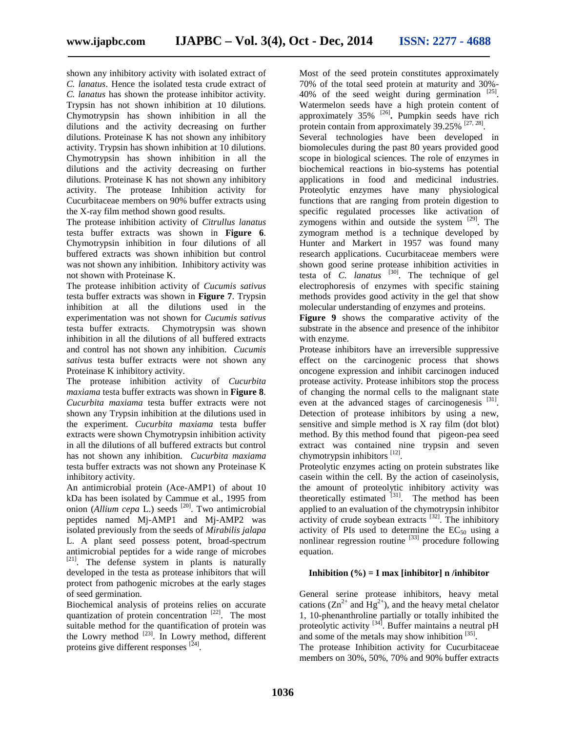shown any inhibitory activity with isolated extract of *C. lanatus*. Hence the isolated testa crude extract of *C. lanatus* has shown the protease inhibitor activity. Trypsin has not shown inhibition at 10 dilutions. Chymotrypsin has shown inhibition in all the dilutions and the activity decreasing on further dilutions. Proteinase K has not shown any inhibitory activity. Trypsin has shown inhibition at 10 dilutions. Chymotrypsin has shown inhibition in all the dilutions and the activity decreasing on further dilutions. Proteinase K has not shown any inhibitory activity. The protease Inhibition activity for Cucurbitaceae members on 90% buffer extracts using the X-ray film method shown good results.

The protease inhibition activity of *Citrullus lanatus* testa buffer extracts was shown in **Figure 6**. Chymotrypsin inhibition in four dilutions of all buffered extracts was shown inhibition but control was not shown any inhibition. Inhibitory activity was not shown with Proteinase K.

The protease inhibition activity of *Cucumis sativus* testa buffer extracts was shown in **Figure 7**. Trypsin inhibition at all the dilutions used in the experimentation was not shown for *Cucumis sativus* testa buffer extracts. Chymotrypsin was shown inhibition in all the dilutions of all buffered extracts and control has not shown any inhibition. *Cucumis sativus* testa buffer extracts were not shown any Proteinase K inhibitory activity.

The protease inhibition activity of *Cucurbita maxiama* testa buffer extracts was shown in **Figure 8**. *Cucurbita maxiama* testa buffer extracts were not shown any Trypsin inhibition at the dilutions used in the experiment. *Cucurbita maxiama* testa buffer extracts were shown Chymotrypsin inhibition activity in all the dilutions of all buffered extracts but control has not shown any inhibition. *Cucurbita maxiama* testa buffer extracts was not shown any Proteinase K inhibitory activity.

An antimicrobial protein (Ace-AMP1) of about 10 kDa has been isolated by Cammue et al., 1995 from onion (*Allium cepa* L.) seeds [20]. Two antimicrobial peptides named Mj-AMP1 and Mj-AMP2 was isolated previously from the seeds of *Mirabilis jalapa* L. A plant seed possess potent, broad-spectrum antimicrobial peptides for a wide range of microbes [21]. The defense system in plants is naturally developed in the testa as protease inhibitors that will protect from pathogenic microbes at the early stages of seed germination.

Biochemical analysis of proteins relies on accurate quantization of protein concentration [22]. The most suitable method for the quantification of protein was the Lowry method [23]. In Lowry method, different proteins give different responses [24].

Most of the seed protein constitutes approximately 70% of the total seed protein at maturity and 30%-40% of the seed weight during germination [25]. Watermelon seeds have a high protein content of approximately 35% [26]**.** Pumpkin seeds have rich protein contain from approximately 39.25% [27, 28].

Several technologies have been developed in biomolecules during the past 80 years provided good scope in biological sciences. The role of enzymes in biochemical reactions in bio-systems has potential applications in food and medicinal industries. Proteolytic enzymes have many physiological functions that are ranging from protein digestion to specific regulated processes like activation of zymogens within and outside the system [29]. The zymogram method is a technique developed by Hunter and Markert in 1957 was found many research applications. Cucurbitaceae members were shown good serine protease inhibition activities in testa of *C. lanatus* [30]. The technique of gel electrophoresis of enzymes with specific staining methods provides good activity in the gel that show molecular understanding of enzymes and proteins.

**Figure 9** shows the comparative activity of the substrate in the absence and presence of the inhibitor with enzyme.

Protease inhibitors have an irreversible suppressive effect on the carcinogenic process that shows oncogene expression and inhibit carcinogen induced protease activity. Protease inhibitors stop the process of changing the normal cells to the malignant state even at the advanced stages of carcinogenesis [31]. Detection of protease inhibitors by using a new, sensitive and simple method is X ray film (dot blot) method. By this method found that pigeon-pea seed extract was contained nine trypsin and seven chymotrypsin inhibitors [12].

Proteolytic enzymes acting on protein substrates like casein within the cell. By the action of caseinolysis, the amount of proteolytic inhibitory activity was theoretically estimated [31]. The method has been applied to an evaluation of the chymotrypsin inhibitor activity of crude soybean extracts [32]. The inhibitory activity of PIs used to determine the $EC_{50}$ using a nonlinear regression routine [33] procedure following equation.

**Inhibition (%) = I max [inhibitor] n /inhibitor**

General serine protease inhibitors, heavy metal cations ($Zn^{2+}$ and $Hg^{2+}$), and the heavy metal chelator 1, 10-phenanthroline partially or totally inhibited the proteolytic activity [34]. Buffer maintains a neutral pH and some of the metals may show inhibition [35].

The protease Inhibition activity for Cucurbitaceae members on 30%, 50%, 70% and 90% buffer extracts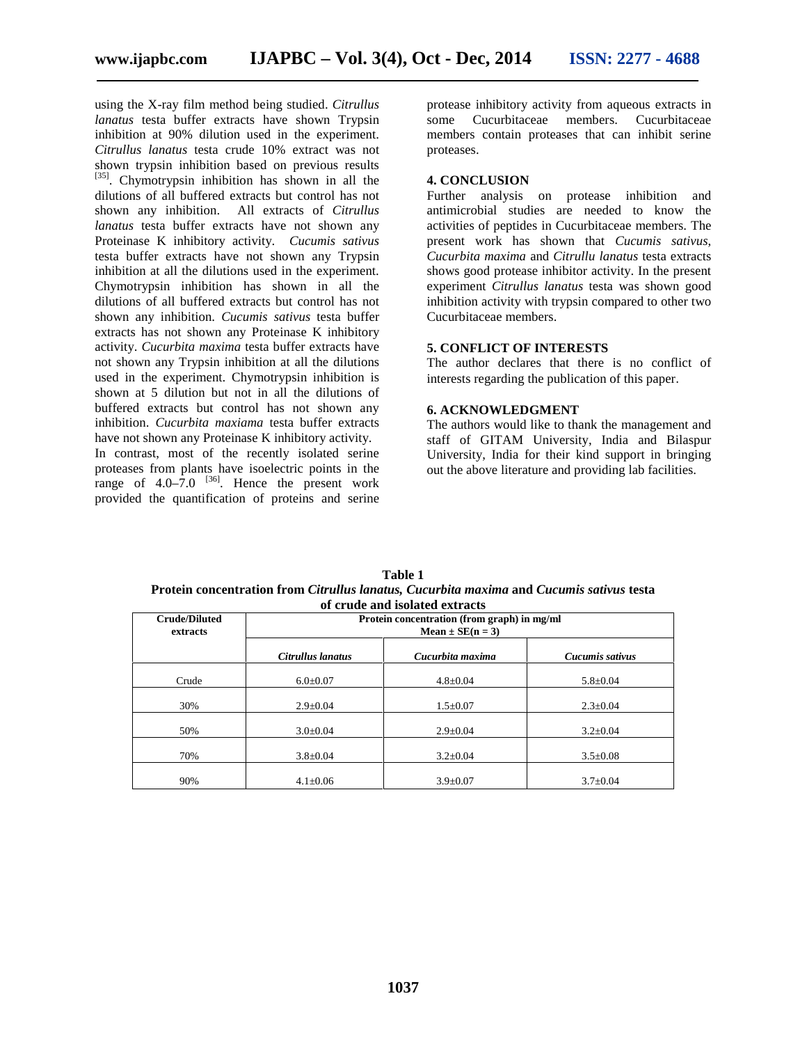using the X-ray film method being studied. *Citrullus lanatus* testa buffer extracts have shown Trypsin inhibition at 90% dilution used in the experiment. *Citrullus lanatus* testa crude 10% extract was not shown trypsin inhibition based on previous results [35]. Chymotrypsin inhibition has shown in all the dilutions of all buffered extracts but control has not shown any inhibition. All extracts of *Citrullus lanatus* testa buffer extracts have not shown any Proteinase K inhibitory activity. *Cucumis sativus* testa buffer extracts have not shown any Trypsin inhibition at all the dilutions used in the experiment. Chymotrypsin inhibition has shown in all the dilutions of all buffered extracts but control has not shown any inhibition. *Cucumis sativus* testa buffer extracts has not shown any Proteinase K inhibitory activity. *Cucurbita maxima* testa buffer extracts have not shown any Trypsin inhibition at all the dilutions used in the experiment. Chymotrypsin inhibition is shown at 5 dilution but not in all the dilutions of buffered extracts but control has not shown any inhibition. *Cucurbita maxiama* testa buffer extracts have not shown any Proteinase K inhibitory activity.

In contrast, most of the recently isolated serine proteases from plants have isoelectric points in the range of 4.0–7.0 [36]. Hence the present work provided the quantification of proteins and serine protease inhibitory activity from aqueous extracts in some Cucurbitaceae members. Cucurbitaceae members contain proteases that can inhibit serine proteases.

## 4. CONCLUSION

Further analysis on protease inhibition and antimicrobial studies are needed to know the activities of peptides in Cucurbitaceae members. The present work has shown that *Cucumis sativus*, *Cucurbita maxima* and *Citrullu lanatus* testa extracts shows good protease inhibitor activity. In the present experiment *Citrullus lanatus* testa was shown good inhibition activity with trypsin compared to other two Cucurbitaceae members.

## 5. CONFLICT OF INTERESTS

The author declares that there is no conflict of interests regarding the publication of this paper.

## 6. ACKNOWLEDGMENT

The authors would like to thank the management and staff of GITAM University, India and Bilaspur University, India for their kind support in bringing out the above literature and providing lab facilities.

**Table 1**
**Protein concentration from *Citrullus lanatus, Cucurbita maxima* and *Cucumis sativus* testa of crude and isolated extracts**

| Crude/Diluted extracts | Protein concentration (from graph) in mg/ml Mean ± SE(n = 3) | | |
|---|---|---|---|
| | *Citrullus lanatus* | *Cucurbita maxima* | *Cucumis sativus* |
| Crude | 6.0±0.07 | 4.8±0.04 | 5.8±0.04 |
| 30% | 2.9±0.04 | 1.5±0.07 | 2.3±0.04 |
| 50% | 3.0±0.04 | 2.9±0.04 | 3.2±0.04 |
| 70% | 3.8±0.04 | 3.2±0.04 | 3.5±0.08 |
| 90% | 4.1±0.06 | 3.9±0.07 | 3.7±0.04 |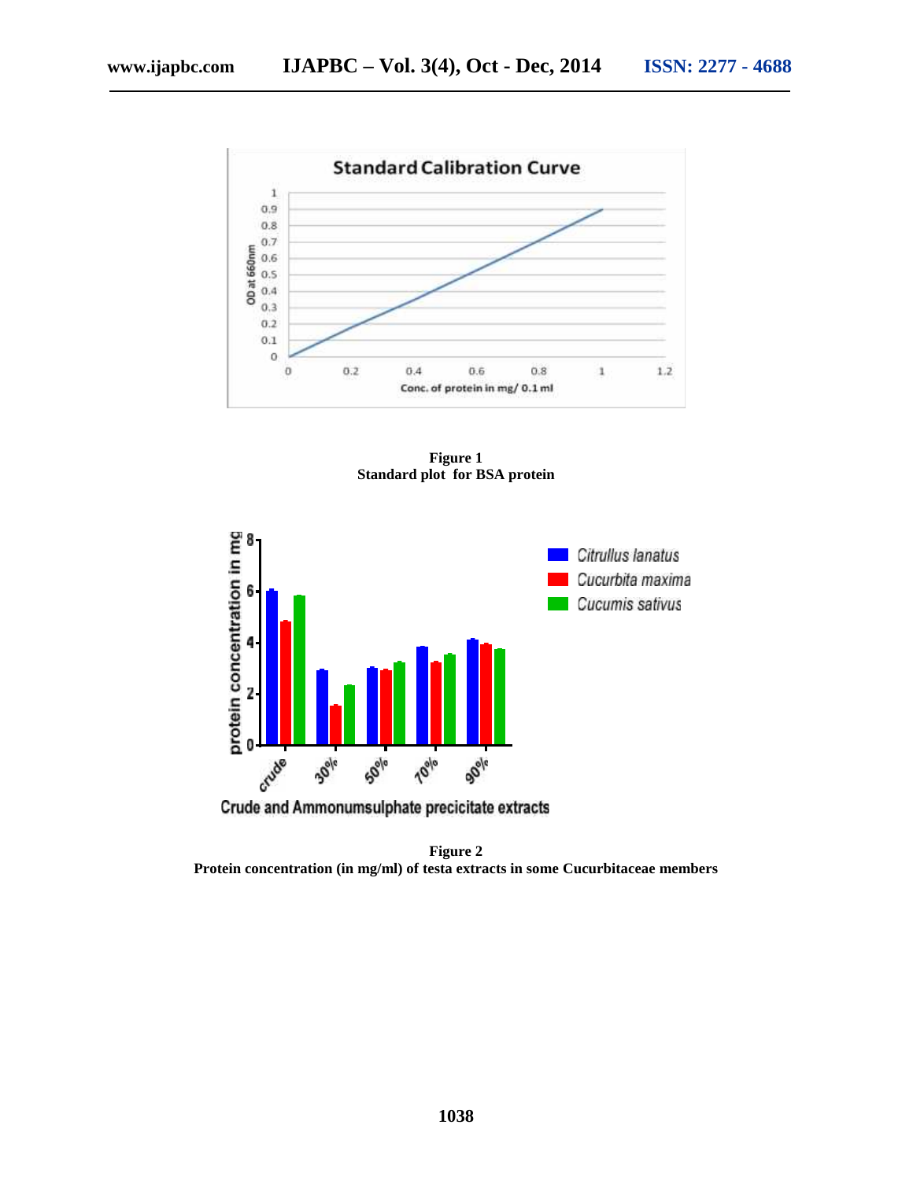**Figure 1**
**Standard plot for BSA protein**

**Figure 2**
**Protein concentration (in mg/ml) of testa extracts in some Cucurbitaceae members**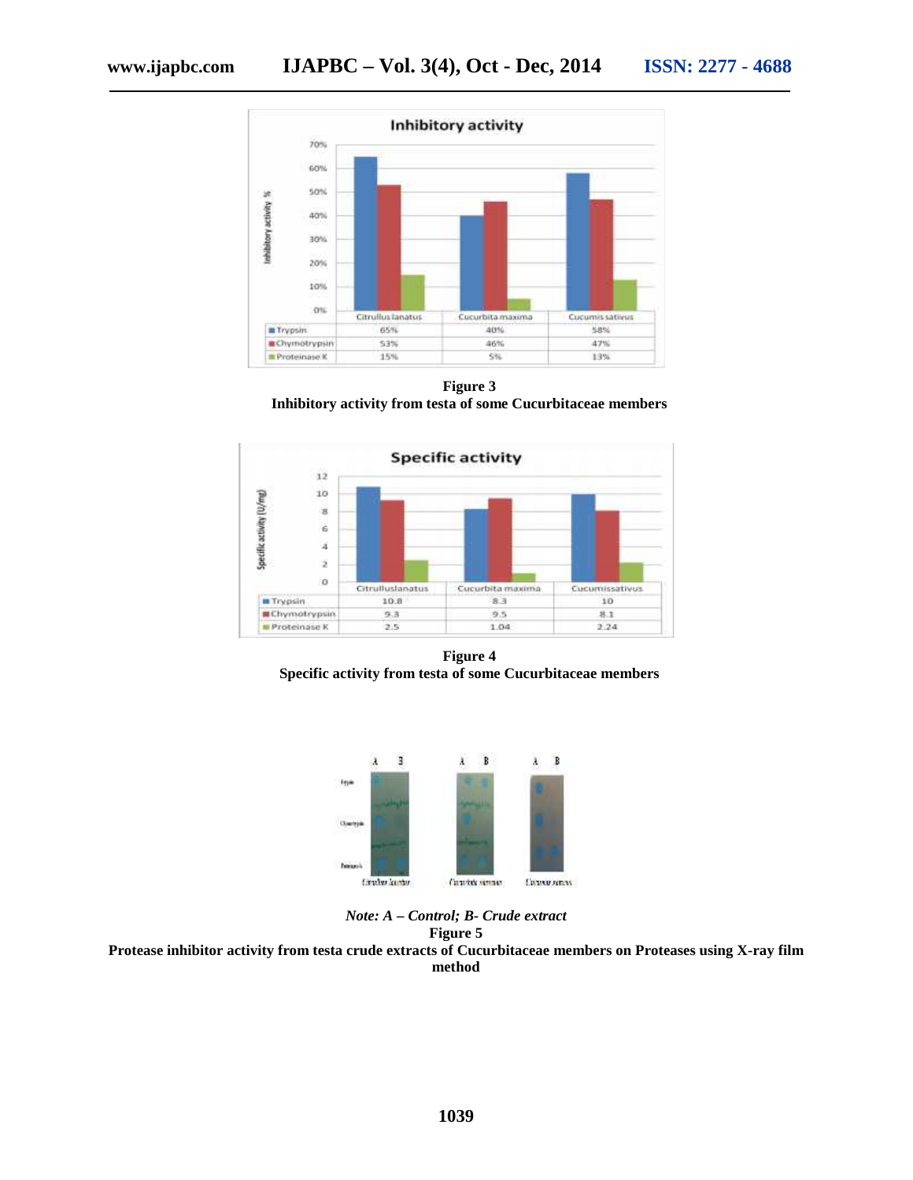| | Citrullus lanatus | Cucurbita maxima | Cucumis sativus |
|---|---|---|---|
| Trypsin | 65% | 40% | 58% |
| Chymotrypsin | 53% | 46% | 47% |
| Proteinase K | 15% | 5% | 13% |

**Figure 3**
**Inhibitory activity from testa of some Cucurbitaceae members**

| | Citrulluslanatus | Cucurbita maxima | Cucumissativus |
|---|---|---|---|
| Trypsin | 10.8 | 8.3 | 10 |
| Chymotrypsin | 9.3 | 9.5 | 8.1 |
| Proteinase K | 2.5 | 1.04 | 2.24 |

**Figure 4**
**Specific activity from testa of some Cucurbitaceae members**

*Note: A – Control; B- Crude extract*

**Figure 5**
**Protease inhibitor activity from testa crude extracts of Cucurbitaceae members on Proteases using X-ray film method**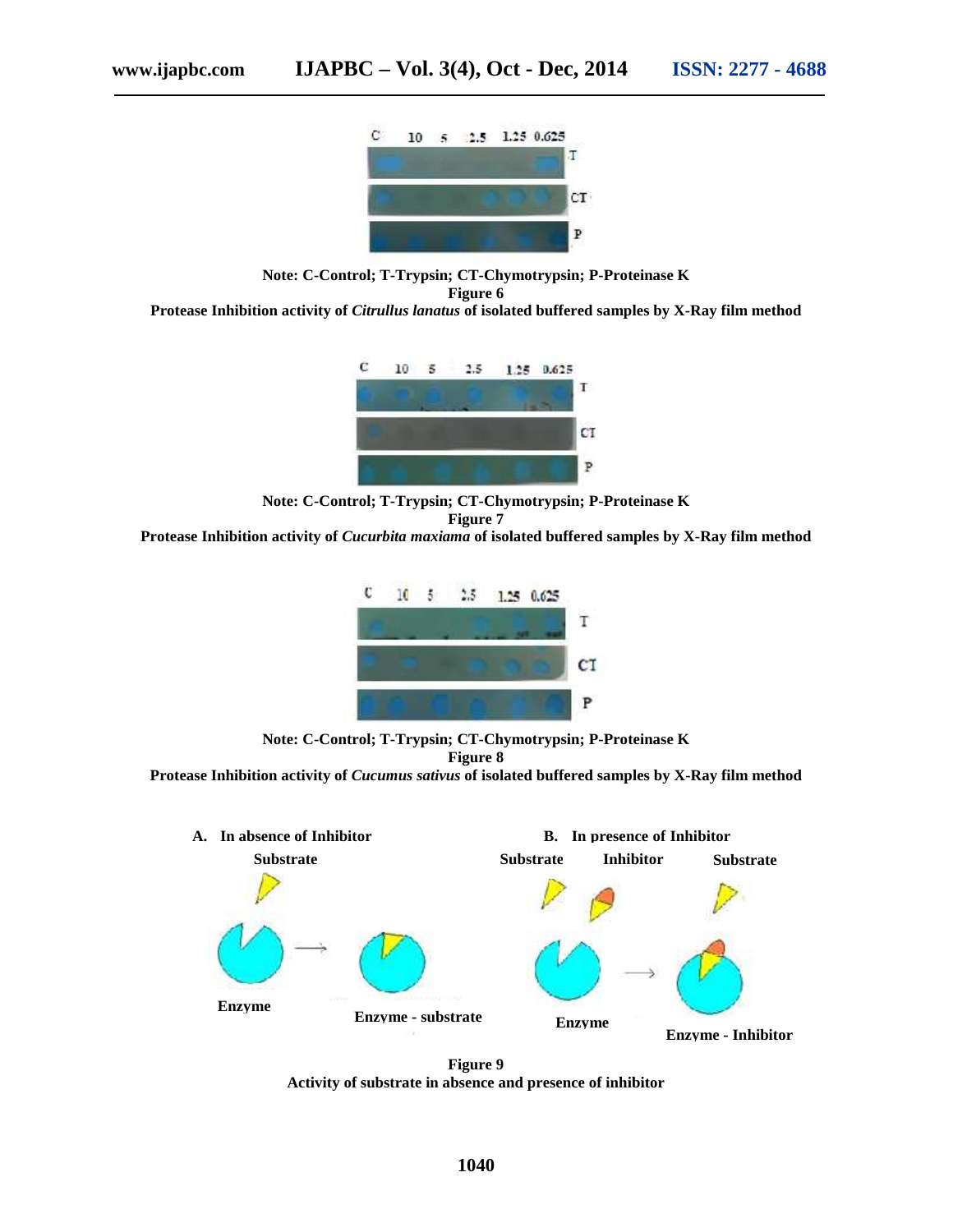Note: C-Control; T-Trypsin; CT-Chymotrypsin; P-Proteinase K

**Figure 6**

**Protease Inhibition activity of *Citrullus lanatus* of isolated buffered samples by X-Ray film method**

Note: C-Control; T-Trypsin; CT-Chymotrypsin; P-Proteinase K

**Figure 7**

**Protease Inhibition activity of *Cucurbita maxiama* of isolated buffered samples by X-Ray film method**

Note: C-Control; T-Trypsin; CT-Chymotrypsin; P-Proteinase K

**Figure 8**

**Protease Inhibition activity of *Cucumus sativus* of isolated buffered samples by X-Ray film method**

**Figure 9**

**Activity of substrate in absence and presence of inhibitor**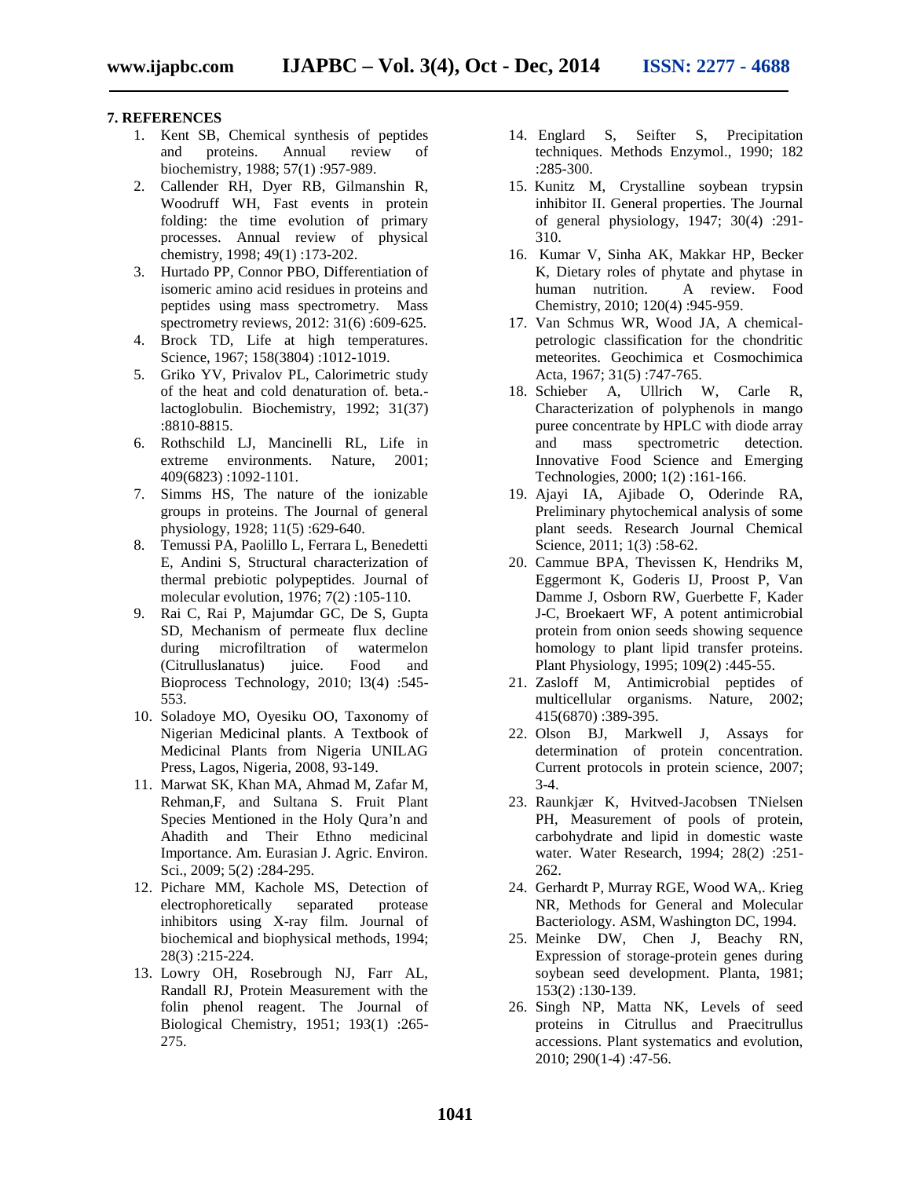## 7. REFERENCES

1. Kent SB, Chemical synthesis of peptides and proteins. Annual review of biochemistry, 1988; 57(1) :957-989.
2. Callender RH, Dyer RB, Gilmanshin R, Woodruff WH, Fast events in protein folding: the time evolution of primary processes. Annual review of physical chemistry, 1998; 49(1) :173-202.
3. Hurtado PP, Connor PBO, Differentiation of isomeric amino acid residues in proteins and peptides using mass spectrometry. Mass spectrometry reviews, 2012: 31(6) :609-625.
4. Brock TD, Life at high temperatures. Science, 1967; 158(3804) :1012-1019.
5. Griko YV, Privalov PL, Calorimetric study of the heat and cold denaturation of. beta.-lactoglobulin. Biochemistry, 1992; 31(37) :8810-8815.
6. Rothschild LJ, Mancinelli RL, Life in extreme environments. Nature, 2001; 409(6823) :1092-1101.
7. Simms HS, The nature of the ionizable groups in proteins. The Journal of general physiology, 1928; 11(5) :629-640.
8. Temussi PA, Paolillo L, Ferrara L, Benedetti E, Andini S, Structural characterization of thermal prebiotic polypeptides. Journal of molecular evolution, 1976; 7(2) :105-110.
9. Rai C, Rai P, Majumdar GC, De S, Gupta SD, Mechanism of permeate flux decline during microfiltration of watermelon (Citrulluslanatus) juice. Food and Bioprocess Technology, 2010; l3(4) :545-553.
10. Soladoye MO, Oyesiku OO, Taxonomy of Nigerian Medicinal plants. A Textbook of Medicinal Plants from Nigeria UNILAG Press, Lagos, Nigeria, 2008, 93-149.
11. Marwat SK, Khan MA, Ahmad M, Zafar M, Rehman,F, and Sultana S. Fruit Plant Species Mentioned in the Holy Qura'n and Ahadith and Their Ethno medicinal Importance. Am. Eurasian J. Agric. Environ. Sci., 2009; 5(2) :284-295.
12. Pichare MM, Kachole MS, Detection of electrophoretically separated protease inhibitors using X-ray film. Journal of biochemical and biophysical methods, 1994; 28(3) :215-224.
13. Lowry OH, Rosebrough NJ, Farr AL, Randall RJ, Protein Measurement with the folin phenol reagent. The Journal of Biological Chemistry, 1951; 193(1) :265-275.
14. Englard S, Seifter S, Precipitation techniques. Methods Enzymol., 1990; 182 :285-300.
15. Kunitz M, Crystalline soybean trypsin inhibitor II. General properties. The Journal of general physiology, 1947; 30(4) :291-310.
16. Kumar V, Sinha AK, Makkar HP, Becker K, Dietary roles of phytate and phytase in human nutrition. A review. Food Chemistry, 2010; 120(4) :945-959.
17. Van Schmus WR, Wood JA, A chemical-petrologic classification for the chondritic meteorites. Geochimica et Cosmochimica Acta, 1967; 31(5) :747-765.
18. Schieber A, Ullrich W, Carle R, Characterization of polyphenols in mango puree concentrate by HPLC with diode array and mass spectrometric detection. Innovative Food Science and Emerging Technologies, 2000; 1(2) :161-166.
19. Ajayi IA, Ajibade O, Oderinde RA, Preliminary phytochemical analysis of some plant seeds. Research Journal Chemical Science, 2011; 1(3) :58-62.
20. Cammue BPA, Thevissen K, Hendriks M, Eggermont K, Goderis IJ, Proost P, Van Damme J, Osborn RW, Guerbette F, Kader J-C, Broekaert WF, A potent antimicrobial protein from onion seeds showing sequence homology to plant lipid transfer proteins. Plant Physiology, 1995; 109(2) :445-55.
21. Zasloff M, Antimicrobial peptides of multicellular organisms. Nature, 2002; 415(6870) :389-395.
22. Olson BJ, Markwell J, Assays for determination of protein concentration. Current protocols in protein science, 2007; 3-4.
23. Raunkjær K, Hvitved-Jacobsen TNielsen PH, Measurement of pools of protein, carbohydrate and lipid in domestic waste water. Water Research, 1994; 28(2) :251-262.
24. Gerhardt P, Murray RGE, Wood WA,. Krieg NR, Methods for General and Molecular Bacteriology. ASM, Washington DC, 1994.
25. Meinke DW, Chen J, Beachy RN, Expression of storage-protein genes during soybean seed development. Planta, 1981; 153(2) :130-139.
26. Singh NP, Matta NK, Levels of seed proteins in Citrullus and Praecitrullus accessions. Plant systematics and evolution, 2010; 290(1-4) :47-56.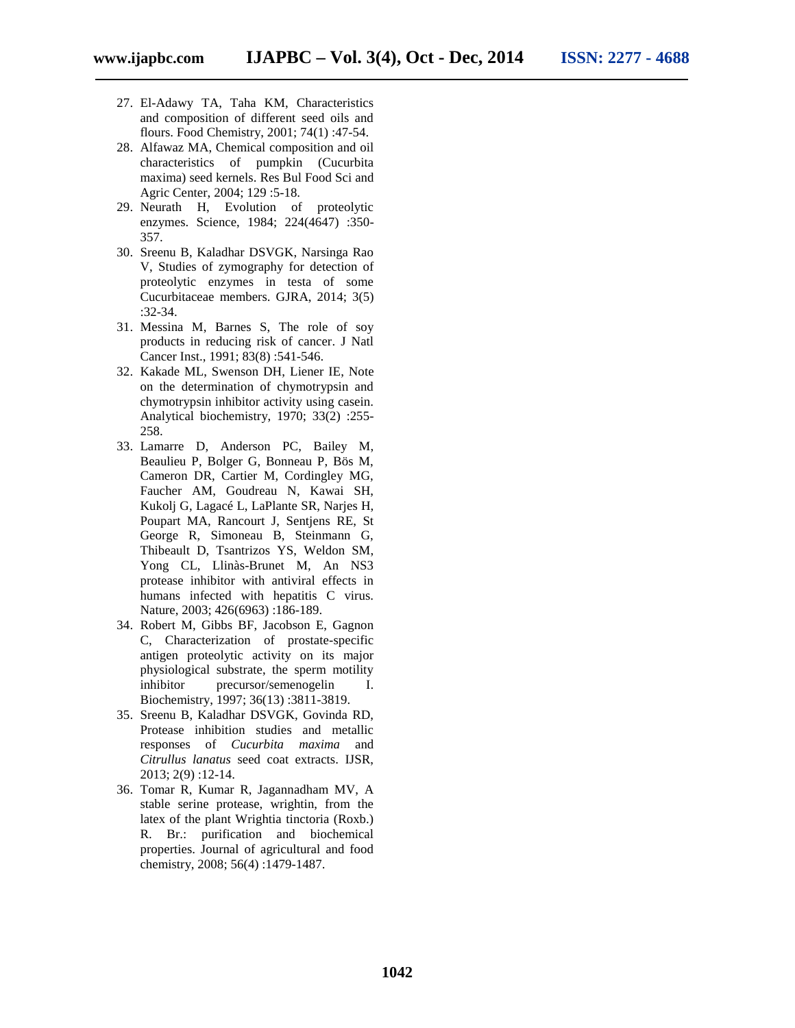27. El-Adawy TA, Taha KM, Characteristics and composition of different seed oils and flours. Food Chemistry, 2001; 74(1) :47-54.
28. Alfawaz MA, Chemical composition and oil characteristics of pumpkin (Cucurbita maxima) seed kernels. Res Bul Food Sci and Agric Center, 2004; 129 :5-18.
29. Neurath H, Evolution of proteolytic enzymes. Science, 1984; 224(4647) :350-357.
30. Sreenu B, Kaladhar DSVGK, Narsinga Rao V, Studies of zymography for detection of proteolytic enzymes in testa of some Cucurbitaceae members. GJRA, 2014; 3(5) :32-34.
31. Messina M, Barnes S, The role of soy products in reducing risk of cancer. J Natl Cancer Inst., 1991; 83(8) :541-546.
32. Kakade ML, Swenson DH, Liener IE, Note on the determination of chymotrypsin and chymotrypsin inhibitor activity using casein. Analytical biochemistry, 1970; 33(2) :255-258.
33. Lamarre D, Anderson PC, Bailey M, Beaulieu P, Bolger G, Bonneau P, Bös M, Cameron DR, Cartier M, Cordingley MG, Faucher AM, Goudreau N, Kawai SH, Kukolj G, Lagacé L, LaPlante SR, Narjes H, Poupart MA, Rancourt J, Sentjens RE, St George R, Simoneau B, Steinmann G, Thibeault D, Tsantrizos YS, Weldon SM, Yong CL, Llinàs-Brunet M, An NS3 protease inhibitor with antiviral effects in humans infected with hepatitis C virus. Nature, 2003; 426(6963) :186-189.
34. Robert M, Gibbs BF, Jacobson E, Gagnon C, Characterization of prostate-specific antigen proteolytic activity on its major physiological substrate, the sperm motility inhibitor precursor/semenogelin I. Biochemistry, 1997; 36(13) :3811-3819.
35. Sreenu B, Kaladhar DSVGK, Govinda RD, Protease inhibition studies and metallic responses of *Cucurbita maxima* and *Citrullus lanatus* seed coat extracts. IJSR, 2013; 2(9) :12-14.
36. Tomar R, Kumar R, Jagannadham MV, A stable serine protease, wrightin, from the latex of the plant Wrightia tinctoria (Roxb.) R. Br.: purification and biochemical properties. Journal of agricultural and food chemistry, 2008; 56(4) :1479-1487.